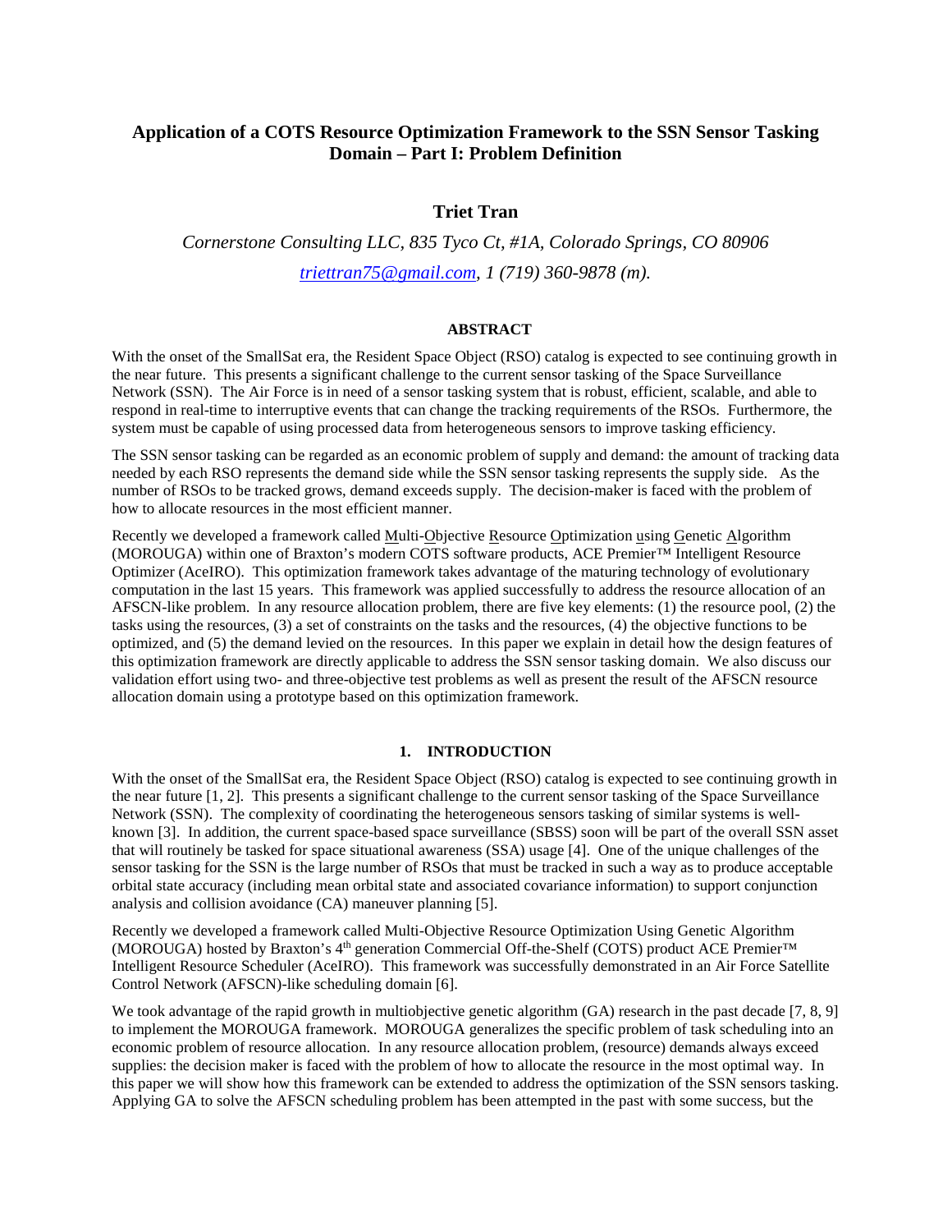# Application of a COTS Resource Optimization Framework to the SSN Sensor Tasking Domain – Part I: Problem Definition

## Triet Tran

*Cornerstone Consulting LLC, 835 Tyco Ct, #1A, Colorado Springs, CO 80906*

*triettran75@gmail.com, 1 (719) 360-9878 (m).*

### ABSTRACT

With the onset of the SmallSat era, the Resident Space Object (RSO) catalog is expected to see continuing growth in the near future. This presents a significant challenge to the current sensor tasking of the Space Surveillance Network (SSN). The Air Force is in need of a sensor tasking system that is robust, efficient, scalable, and able to respond in real-time to interruptive events that can change the tracking requirements of the RSOs. Furthermore, the system must be capable of using processed data from heterogeneous sensors to improve tasking efficiency.

The SSN sensor tasking can be regarded as an economic problem of supply and demand: the amount of tracking data needed by each RSO represents the demand side while the SSN sensor tasking represents the supply side. As the number of RSOs to be tracked grows, demand exceeds supply. The decision-maker is faced with the problem of how to allocate resources in the most efficient manner.

Recently we developed a framework called Multi-Objective Resource Optimization using Genetic Algorithm (MOROUGA) within one of Braxton's modern COTS software products, ACE Premier™ Intelligent Resource Optimizer (AceIRO). This optimization framework takes advantage of the maturing technology of evolutionary computation in the last 15 years. This framework was applied successfully to address the resource allocation of an AFSCN-like problem. In any resource allocation problem, there are five key elements: (1) the resource pool, (2) the tasks using the resources, (3) a set of constraints on the tasks and the resources, (4) the objective functions to be optimized, and (5) the demand levied on the resources. In this paper we explain in detail how the design features of this optimization framework are directly applicable to address the SSN sensor tasking domain. We also discuss our validation effort using two- and three-objective test problems as well as present the result of the AFSCN resource allocation domain using a prototype based on this optimization framework.

### 1. INTRODUCTION

With the onset of the SmallSat era, the Resident Space Object (RSO) catalog is expected to see continuing growth in the near future [1, 2]. This presents a significant challenge to the current sensor tasking of the Space Surveillance Network (SSN). The complexity of coordinating the heterogeneous sensors tasking of similar systems is well-known [3]. In addition, the current space-based space surveillance (SBSS) soon will be part of the overall SSN asset that will routinely be tasked for space situational awareness (SSA) usage [4]. One of the unique challenges of the sensor tasking for the SSN is the large number of RSOs that must be tracked in such a way as to produce acceptable orbital state accuracy (including mean orbital state and associated covariance information) to support conjunction analysis and collision avoidance (CA) maneuver planning [5].

Recently we developed a framework called Multi-Objective Resource Optimization Using Genetic Algorithm (MOROUGA) hosted by Braxton's 4th generation Commercial Off-the-Shelf (COTS) product ACE Premier™ Intelligent Resource Scheduler (AceIRO). This framework was successfully demonstrated in an Air Force Satellite Control Network (AFSCN)-like scheduling domain [6].

We took advantage of the rapid growth in multiobjective genetic algorithm (GA) research in the past decade [7, 8, 9] to implement the MOROUGA framework. MOROUGA generalizes the specific problem of task scheduling into an economic problem of resource allocation. In any resource allocation problem, (resource) demands always exceed supplies: the decision maker is faced with the problem of how to allocate the resource in the most optimal way. In this paper we will show how this framework can be extended to address the optimization of the SSN sensors tasking. Applying GA to solve the AFSCN scheduling problem has been attempted in the past with some success, but the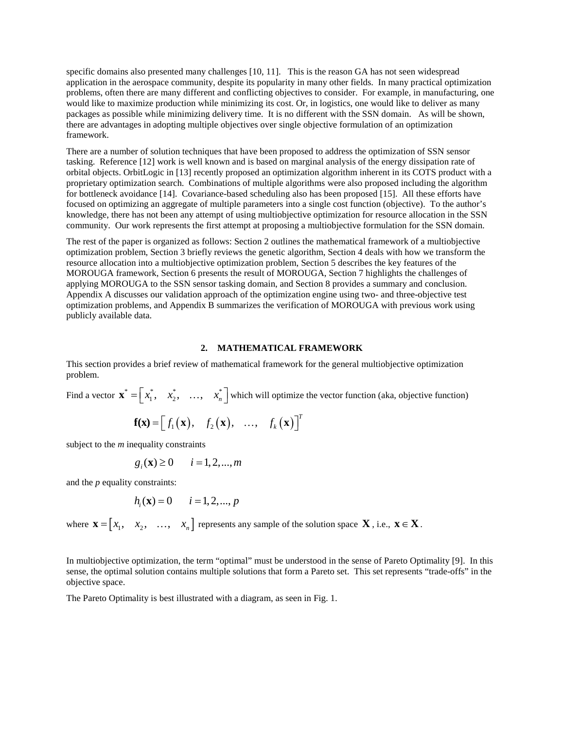specific domains also presented many challenges [10, 11]. This is the reason GA has not seen widespread application in the aerospace community, despite its popularity in many other fields. In many practical optimization problems, often there are many different and conflicting objectives to consider. For example, in manufacturing, one would like to maximize production while minimizing its cost. Or, in logistics, one would like to deliver as many packages as possible while minimizing delivery time. It is no different with the SSN domain. As will be shown, there are advantages in adopting multiple objectives over single objective formulation of an optimization framework.

There are a number of solution techniques that have been proposed to address the optimization of SSN sensor tasking. Reference [12] work is well known and is based on marginal analysis of the energy dissipation rate of orbital objects. OrbitLogic in [13] recently proposed an optimization algorithm inherent in its COTS product with a proprietary optimization search. Combinations of multiple algorithms were also proposed including the algorithm for bottleneck avoidance [14]. Covariance-based scheduling also has been proposed [15]. All these efforts have focused on optimizing an aggregate of multiple parameters into a single cost function (objective). To the author's knowledge, there has not been any attempt of using multiobjective optimization for resource allocation in the SSN community. Our work represents the first attempt at proposing a multiobjective formulation for the SSN domain.

The rest of the paper is organized as follows: Section 2 outlines the mathematical framework of a multiobjective optimization problem, Section 3 briefly reviews the genetic algorithm, Section 4 deals with how we transform the resource allocation into a multiobjective optimization problem, Section 5 describes the key features of the MOROUGA framework, Section 6 presents the result of MOROUGA, Section 7 highlights the challenges of applying MOROUGA to the SSN sensor tasking domain, and Section 8 provides a summary and conclusion. Appendix A discusses our validation approach of the optimization engine using two- and three-objective test optimization problems, and Appendix B summarizes the verification of MOROUGA with previous work using publicly available data.

## 2. MATHEMATICAL FRAMEWORK

This section provides a brief review of mathematical framework for the general multiobjective optimization problem.

Find a vector $\mathbf{x}^* = \left[ x_1^*, \quad x_2^*, \quad \ldots, \quad x_n^* \right]$ which will optimize the vector function (aka, objective function)

$$\mathbf{f(x)} = \left[ f_1(\mathbf{x}), \quad f_2(\mathbf{x}), \quad \ldots, \quad f_k(\mathbf{x}) \right]^T$$

subject to the *m* inequality constraints

$$g_i(\mathbf{x}) \geq 0 \qquad i = 1, 2, ..., m$$

and the *p* equality constraints:

$$h_i(\mathbf{x}) = 0 \qquad i = 1, 2, ..., p$$

where $\mathbf{x} = \left[ x_1, \quad x_2, \quad \ldots, \quad x_n \right]$ represents any sample of the solution space $\mathbf{X}$, i.e., $\mathbf{x} \in \mathbf{X}$.

In multiobjective optimization, the term "optimal" must be understood in the sense of Pareto Optimality [9]. In this sense, the optimal solution contains multiple solutions that form a Pareto set. This set represents "trade-offs" in the objective space.

The Pareto Optimality is best illustrated with a diagram, as seen in Fig. 1.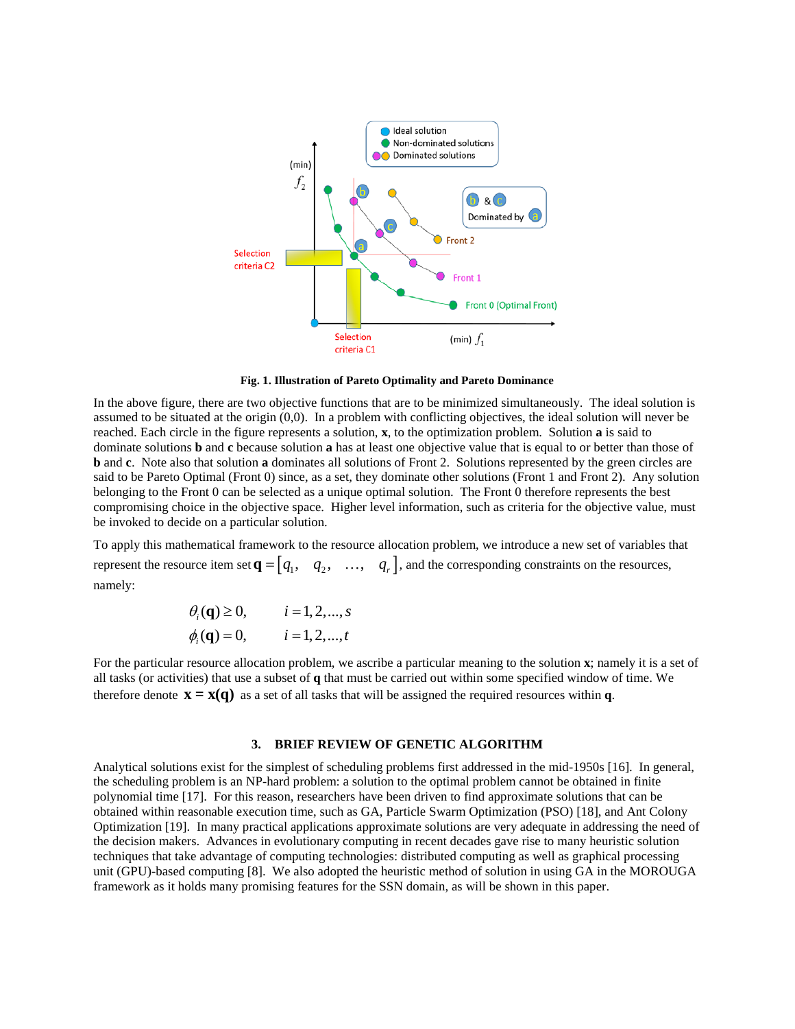**Fig. 1. Illustration of Pareto Optimality and Pareto Dominance**

In the above figure, there are two objective functions that are to be minimized simultaneously. The ideal solution is assumed to be situated at the origin (0,0). In a problem with conflicting objectives, the ideal solution will never be reached. Each circle in the figure represents a solution, **x**, to the optimization problem. Solution **a** is said to dominate solutions **b** and **c** because solution **a** has at least one objective value that is equal to or better than those of **b** and **c**. Note also that solution **a** dominates all solutions of Front 2. Solutions represented by the green circles are said to be Pareto Optimal (Front 0) since, as a set, they dominate other solutions (Front 1 and Front 2). Any solution belonging to the Front 0 can be selected as a unique optimal solution. The Front 0 therefore represents the best compromising choice in the objective space. Higher level information, such as criteria for the objective value, must be invoked to decide on a particular solution.

To apply this mathematical framework to the resource allocation problem, we introduce a new set of variables that represent the resource item set $\mathbf{q} = [q_1, \quad q_2, \quad \ldots, \quad q_r]$, and the corresponding constraints on the resources, namely:

$$\theta_i(\mathbf{q}) \geq 0, \qquad i = 1, 2, \ldots, s$$
$$\phi_i(\mathbf{q}) = 0, \qquad i = 1, 2, \ldots, t$$

For the particular resource allocation problem, we ascribe a particular meaning to the solution **x**; namely it is a set of all tasks (or activities) that use a subset of **q** that must be carried out within some specified window of time. We therefore denote $\mathbf{x} = \mathbf{x}(\mathbf{q})$ as a set of all tasks that will be assigned the required resources within **q**.

## 3. BRIEF REVIEW OF GENETIC ALGORITHM

Analytical solutions exist for the simplest of scheduling problems first addressed in the mid-1950s [16]. In general, the scheduling problem is an NP-hard problem: a solution to the optimal problem cannot be obtained in finite polynomial time [17]. For this reason, researchers have been driven to find approximate solutions that can be obtained within reasonable execution time, such as GA, Particle Swarm Optimization (PSO) [18], and Ant Colony Optimization [19]. In many practical applications approximate solutions are very adequate in addressing the need of the decision makers. Advances in evolutionary computing in recent decades gave rise to many heuristic solution techniques that take advantage of computing technologies: distributed computing as well as graphical processing unit (GPU)-based computing [8]. We also adopted the heuristic method of solution in using GA in the MOROUGA framework as it holds many promising features for the SSN domain, as will be shown in this paper.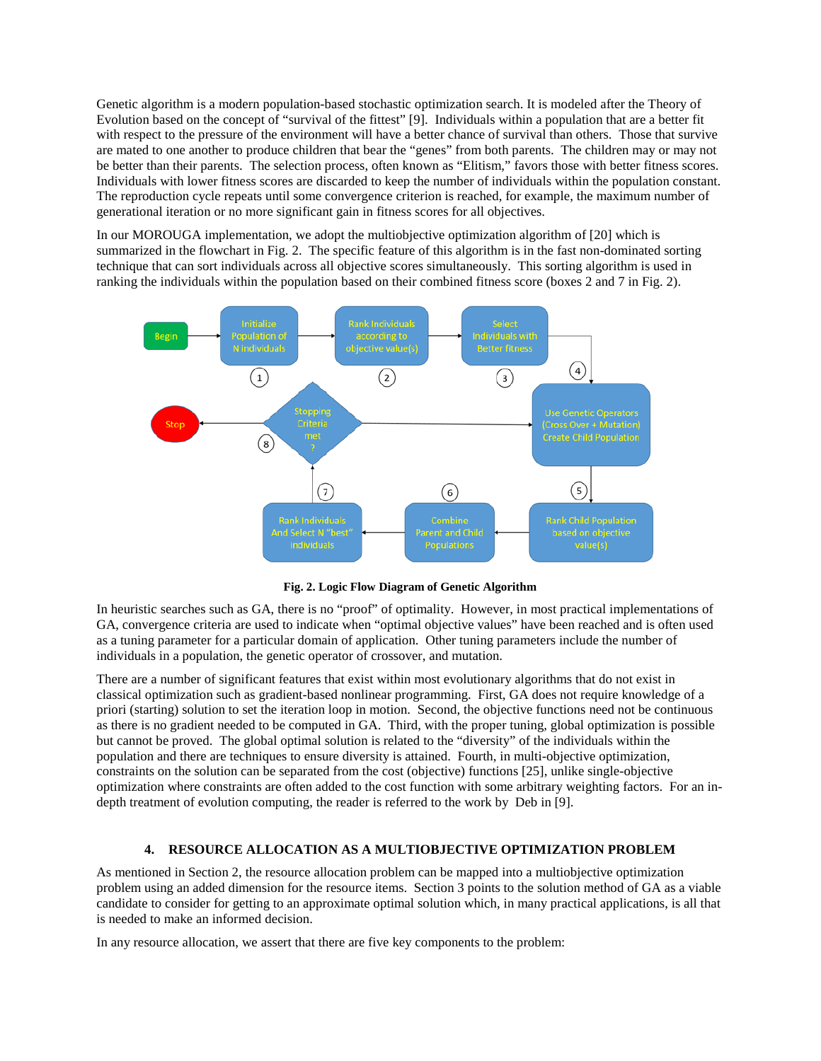Genetic algorithm is a modern population-based stochastic optimization search. It is modeled after the Theory of Evolution based on the concept of "survival of the fittest" [9]. Individuals within a population that are a better fit with respect to the pressure of the environment will have a better chance of survival than others. Those that survive are mated to one another to produce children that bear the "genes" from both parents. The children may or may not be better than their parents. The selection process, often known as "Elitism," favors those with better fitness scores. Individuals with lower fitness scores are discarded to keep the number of individuals within the population constant. The reproduction cycle repeats until some convergence criterion is reached, for example, the maximum number of generational iteration or no more significant gain in fitness scores for all objectives.

In our MOROUGA implementation, we adopt the multiobjective optimization algorithm of [20] which is summarized in the flowchart in Fig. 2. The specific feature of this algorithm is in the fast non-dominated sorting technique that can sort individuals across all objective scores simultaneously. This sorting algorithm is used in ranking the individuals within the population based on their combined fitness score (boxes 2 and 7 in Fig. 2).

**Fig. 2. Logic Flow Diagram of Genetic Algorithm**

In heuristic searches such as GA, there is no "proof" of optimality. However, in most practical implementations of GA, convergence criteria are used to indicate when "optimal objective values" have been reached and is often used as a tuning parameter for a particular domain of application. Other tuning parameters include the number of individuals in a population, the genetic operator of crossover, and mutation.

There are a number of significant features that exist within most evolutionary algorithms that do not exist in classical optimization such as gradient-based nonlinear programming. First, GA does not require knowledge of a priori (starting) solution to set the iteration loop in motion. Second, the objective functions need not be continuous as there is no gradient needed to be computed in GA. Third, with the proper tuning, global optimization is possible but cannot be proved. The global optimal solution is related to the "diversity" of the individuals within the population and there are techniques to ensure diversity is attained. Fourth, in multi-objective optimization, constraints on the solution can be separated from the cost (objective) functions [25], unlike single-objective optimization where constraints are often added to the cost function with some arbitrary weighting factors. For an in-depth treatment of evolution computing, the reader is referred to the work by Deb in [9].

## 4. RESOURCE ALLOCATION AS A MULTIOBJECTIVE OPTIMIZATION PROBLEM

As mentioned in Section 2, the resource allocation problem can be mapped into a multiobjective optimization problem using an added dimension for the resource items. Section 3 points to the solution method of GA as a viable candidate to consider for getting to an approximate optimal solution which, in many practical applications, is all that is needed to make an informed decision.

In any resource allocation, we assert that there are five key components to the problem: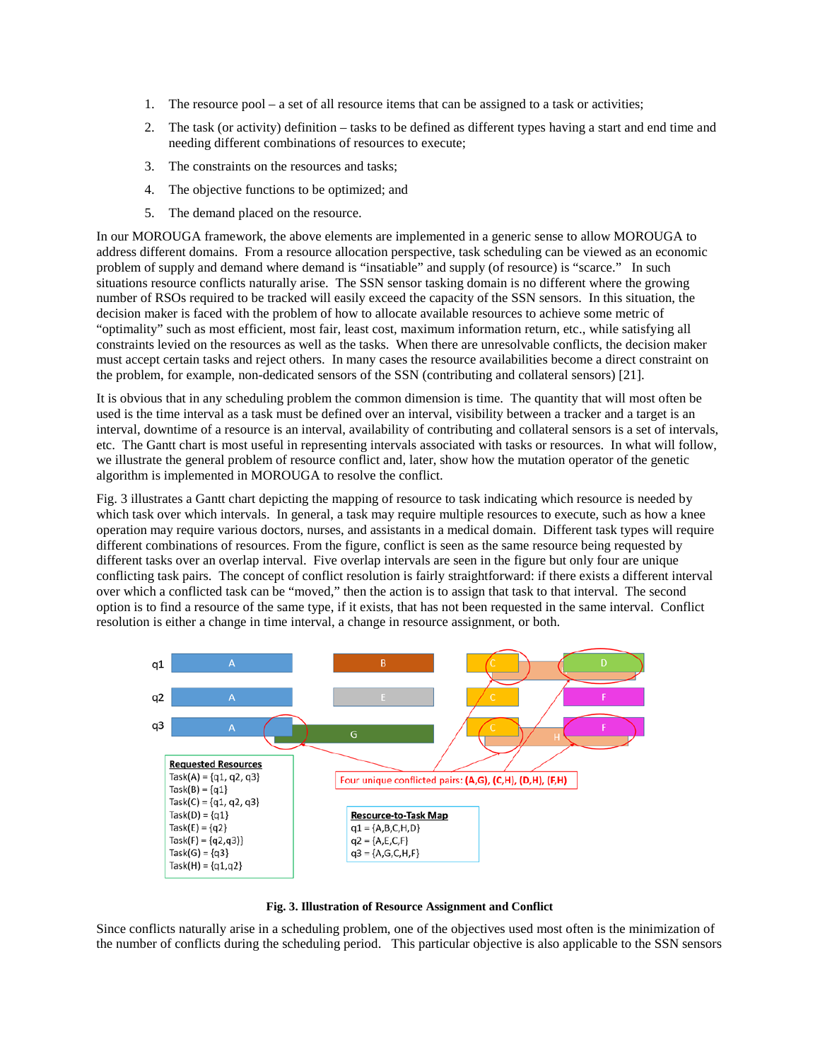1. The resource pool – a set of all resource items that can be assigned to a task or activities;
2. The task (or activity) definition – tasks to be defined as different types having a start and end time and needing different combinations of resources to execute;
3. The constraints on the resources and tasks;
4. The objective functions to be optimized; and
5. The demand placed on the resource.

In our MOROUGA framework, the above elements are implemented in a generic sense to allow MOROUGA to address different domains. From a resource allocation perspective, task scheduling can be viewed as an economic problem of supply and demand where demand is "insatiable" and supply (of resource) is "scarce." In such situations resource conflicts naturally arise. The SSN sensor tasking domain is no different where the growing number of RSOs required to be tracked will easily exceed the capacity of the SSN sensors. In this situation, the decision maker is faced with the problem of how to allocate available resources to achieve some metric of "optimality" such as most efficient, most fair, least cost, maximum information return, etc., while satisfying all constraints levied on the resources as well as the tasks. When there are unresolvable conflicts, the decision maker must accept certain tasks and reject others. In many cases the resource availabilities become a direct constraint on the problem, for example, non-dedicated sensors of the SSN (contributing and collateral sensors) [21].

It is obvious that in any scheduling problem the common dimension is time. The quantity that will most often be used is the time interval as a task must be defined over an interval, visibility between a tracker and a target is an interval, downtime of a resource is an interval, availability of contributing and collateral sensors is a set of intervals, etc. The Gantt chart is most useful in representing intervals associated with tasks or resources. In what will follow, we illustrate the general problem of resource conflict and, later, show how the mutation operator of the genetic algorithm is implemented in MOROUGA to resolve the conflict.

Fig. 3 illustrates a Gantt chart depicting the mapping of resource to task indicating which resource is needed by which task over which intervals. In general, a task may require multiple resources to execute, such as how a knee operation may require various doctors, nurses, and assistants in a medical domain. Different task types will require different combinations of resources. From the figure, conflict is seen as the same resource being requested by different tasks over an overlap interval. Five overlap intervals are seen in the figure but only four are unique conflicting task pairs. The concept of conflict resolution is fairly straightforward: if there exists a different interval over which a conflicted task can be "moved," then the action is to assign that task to that interval. The second option is to find a resource of the same type, if it exists, that has not been requested in the same interval. Conflict resolution is either a change in time interval, a change in resource assignment, or both.

**Requested Resources**
Task(A) = {q1, q2, q3}
Task(B) = {q1}
Task(C) = {q1, q2, q3}
Task(D) = {q1}
Task(E) = {q2}
Task(F) = {q2,q3}}
Task(G) = {q3}
Task(H) = {q1,q2}

Four unique conflicted pairs: **(A,G)**, **(C,H)**, **(D,H)**, **(F,H)**

**Resource-to-Task Map**
q1 = {A,B,C,H,D}
q2 = {A,E,C,F}
q3 = {A,G,C,H,F}

**Fig. 3. Illustration of Resource Assignment and Conflict**

Since conflicts naturally arise in a scheduling problem, one of the objectives used most often is the minimization of the number of conflicts during the scheduling period. This particular objective is also applicable to the SSN sensors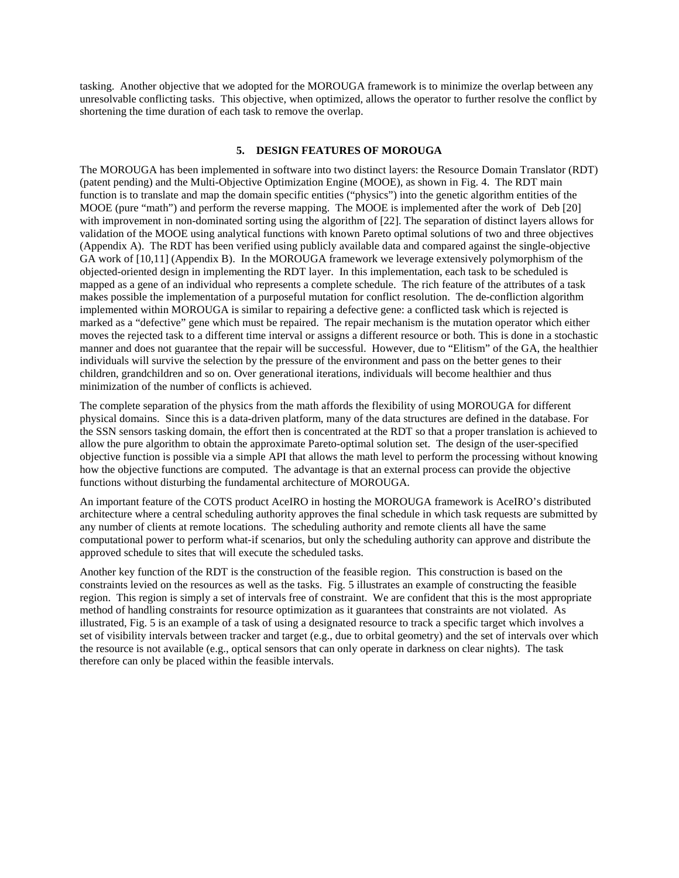tasking. Another objective that we adopted for the MOROUGA framework is to minimize the overlap between any unresolvable conflicting tasks. This objective, when optimized, allows the operator to further resolve the conflict by shortening the time duration of each task to remove the overlap.

## 5. DESIGN FEATURES OF MOROUGA

The MOROUGA has been implemented in software into two distinct layers: the Resource Domain Translator (RDT) (patent pending) and the Multi-Objective Optimization Engine (MOOE), as shown in Fig. 4. The RDT main function is to translate and map the domain specific entities ("physics") into the genetic algorithm entities of the MOOE (pure "math") and perform the reverse mapping. The MOOE is implemented after the work of Deb [20] with improvement in non-dominated sorting using the algorithm of [22]. The separation of distinct layers allows for validation of the MOOE using analytical functions with known Pareto optimal solutions of two and three objectives (Appendix A). The RDT has been verified using publicly available data and compared against the single-objective GA work of [10,11] (Appendix B). In the MOROUGA framework we leverage extensively polymorphism of the objected-oriented design in implementing the RDT layer. In this implementation, each task to be scheduled is mapped as a gene of an individual who represents a complete schedule. The rich feature of the attributes of a task makes possible the implementation of a purposeful mutation for conflict resolution. The de-confliction algorithm implemented within MOROUGA is similar to repairing a defective gene: a conflicted task which is rejected is marked as a "defective" gene which must be repaired. The repair mechanism is the mutation operator which either moves the rejected task to a different time interval or assigns a different resource or both. This is done in a stochastic manner and does not guarantee that the repair will be successful. However, due to "Elitism" of the GA, the healthier individuals will survive the selection by the pressure of the environment and pass on the better genes to their children, grandchildren and so on. Over generational iterations, individuals will become healthier and thus minimization of the number of conflicts is achieved.

The complete separation of the physics from the math affords the flexibility of using MOROUGA for different physical domains. Since this is a data-driven platform, many of the data structures are defined in the database. For the SSN sensors tasking domain, the effort then is concentrated at the RDT so that a proper translation is achieved to allow the pure algorithm to obtain the approximate Pareto-optimal solution set. The design of the user-specified objective function is possible via a simple API that allows the math level to perform the processing without knowing how the objective functions are computed. The advantage is that an external process can provide the objective functions without disturbing the fundamental architecture of MOROUGA.

An important feature of the COTS product AceIRO in hosting the MOROUGA framework is AceIRO's distributed architecture where a central scheduling authority approves the final schedule in which task requests are submitted by any number of clients at remote locations. The scheduling authority and remote clients all have the same computational power to perform what-if scenarios, but only the scheduling authority can approve and distribute the approved schedule to sites that will execute the scheduled tasks.

Another key function of the RDT is the construction of the feasible region. This construction is based on the constraints levied on the resources as well as the tasks. Fig. 5 illustrates an example of constructing the feasible region. This region is simply a set of intervals free of constraint. We are confident that this is the most appropriate method of handling constraints for resource optimization as it guarantees that constraints are not violated. As illustrated, Fig. 5 is an example of a task of using a designated resource to track a specific target which involves a set of visibility intervals between tracker and target (e.g., due to orbital geometry) and the set of intervals over which the resource is not available (e.g., optical sensors that can only operate in darkness on clear nights). The task therefore can only be placed within the feasible intervals.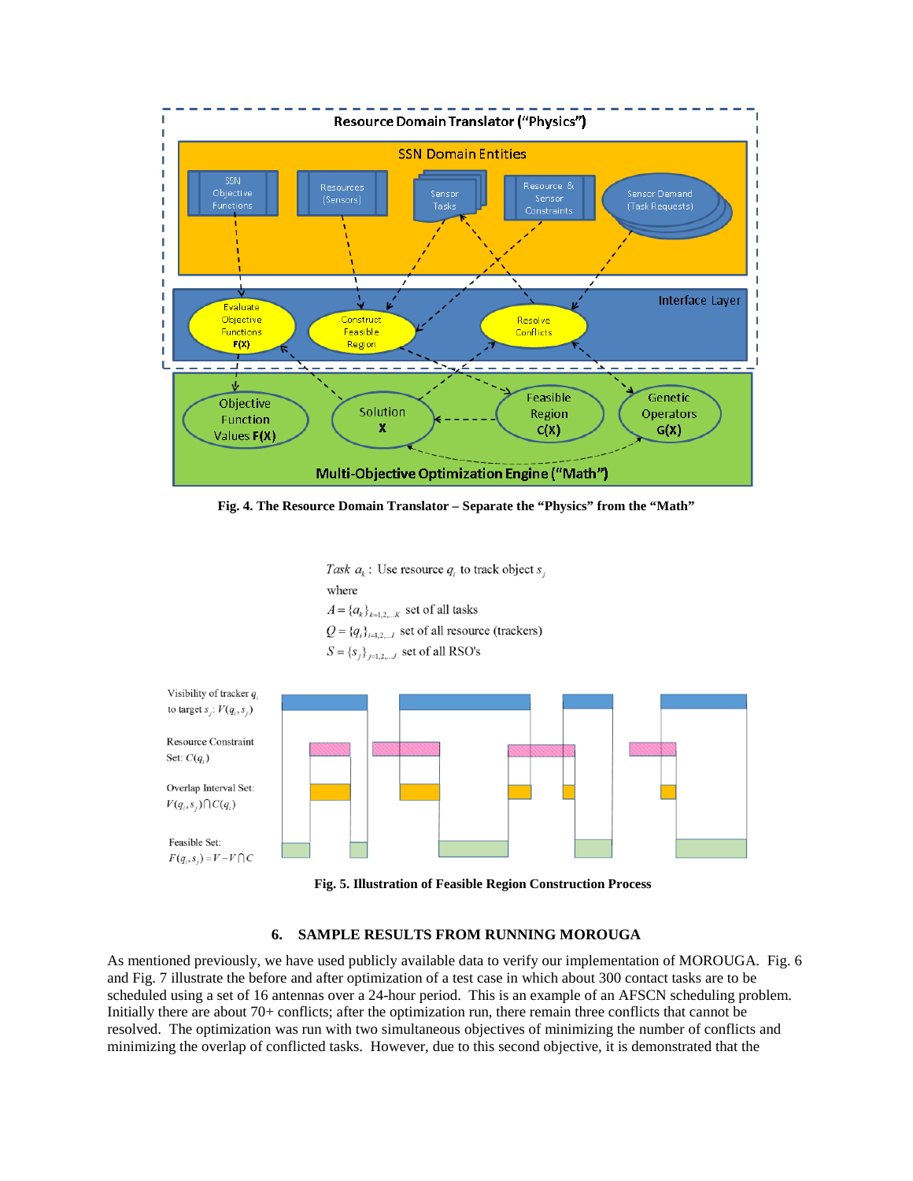Fig. 4. The Resource Domain Translator – Separate the "Physics" from the "Math"

$Task\ a_k$ : Use resource $q_i$ to track object $s_j$

where

$A = \{a_k\}_{k=1,2,..K}$ set of all tasks

$Q = \{q_i\}_{i=1,2,..I}$ set of all resource (trackers)

$S = \{s_j\}_{j=1,2,..J}$ set of all RSO's

Visibility of tracker $q_i$ to target $s_j$: $V(q_i, s_j)$

Resource Constraint Set: $C(q_i)$

Overlap Interval Set: $V(q_i, s_j) \cap C(q_i)$

Feasible Set: $F(q_i, s_j) = V - V \cap C$

Fig. 5. Illustration of Feasible Region Construction Process

## 6. SAMPLE RESULTS FROM RUNNING MOROUGA

As mentioned previously, we have used publicly available data to verify our implementation of MOROUGA. Fig. 6 and Fig. 7 illustrate the before and after optimization of a test case in which about 300 contact tasks are to be scheduled using a set of 16 antennas over a 24-hour period. This is an example of an AFSCN scheduling problem. Initially there are about 70+ conflicts; after the optimization run, there remain three conflicts that cannot be resolved. The optimization was run with two simultaneous objectives of minimizing the number of conflicts and minimizing the overlap of conflicted tasks. However, due to this second objective, it is demonstrated that the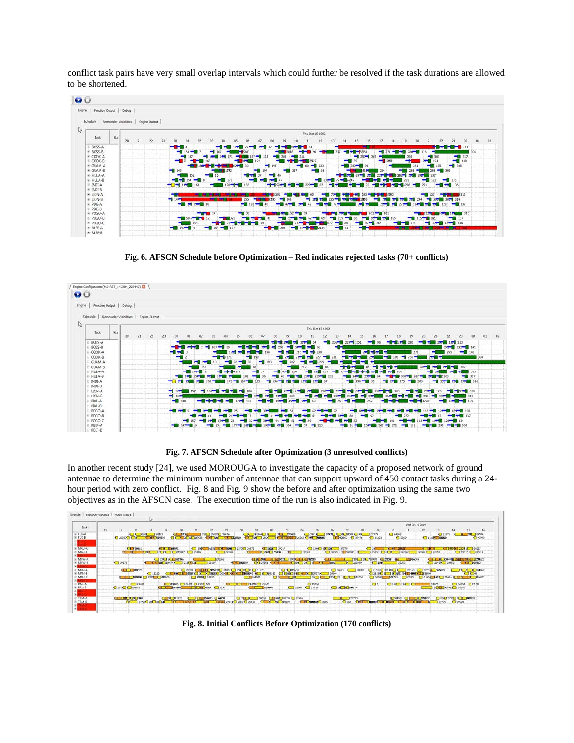conflict task pairs have very small overlap intervals which could further be resolved if the task durations are allowed to be shortened.

**Fig. 6. AFSCN Schedule before Optimization – Red indicates rejected tasks (70+ conflicts)**

**Fig. 7. AFSCN Schedule after Optimization (3 unresolved conflicts)**

In another recent study [24], we used MOROUGA to investigate the capacity of a proposed network of ground antennae to determine the minimum number of antennae that can support upward of 450 contact tasks during a 24-hour period with zero conflict. Fig. 8 and Fig. 9 show the before and after optimization using the same two objectives as in the AFSCN case. The execution time of the run is also indicated in Fig. 9.

**Fig. 8. Initial Conflicts Before Optimization (170 conflicts)**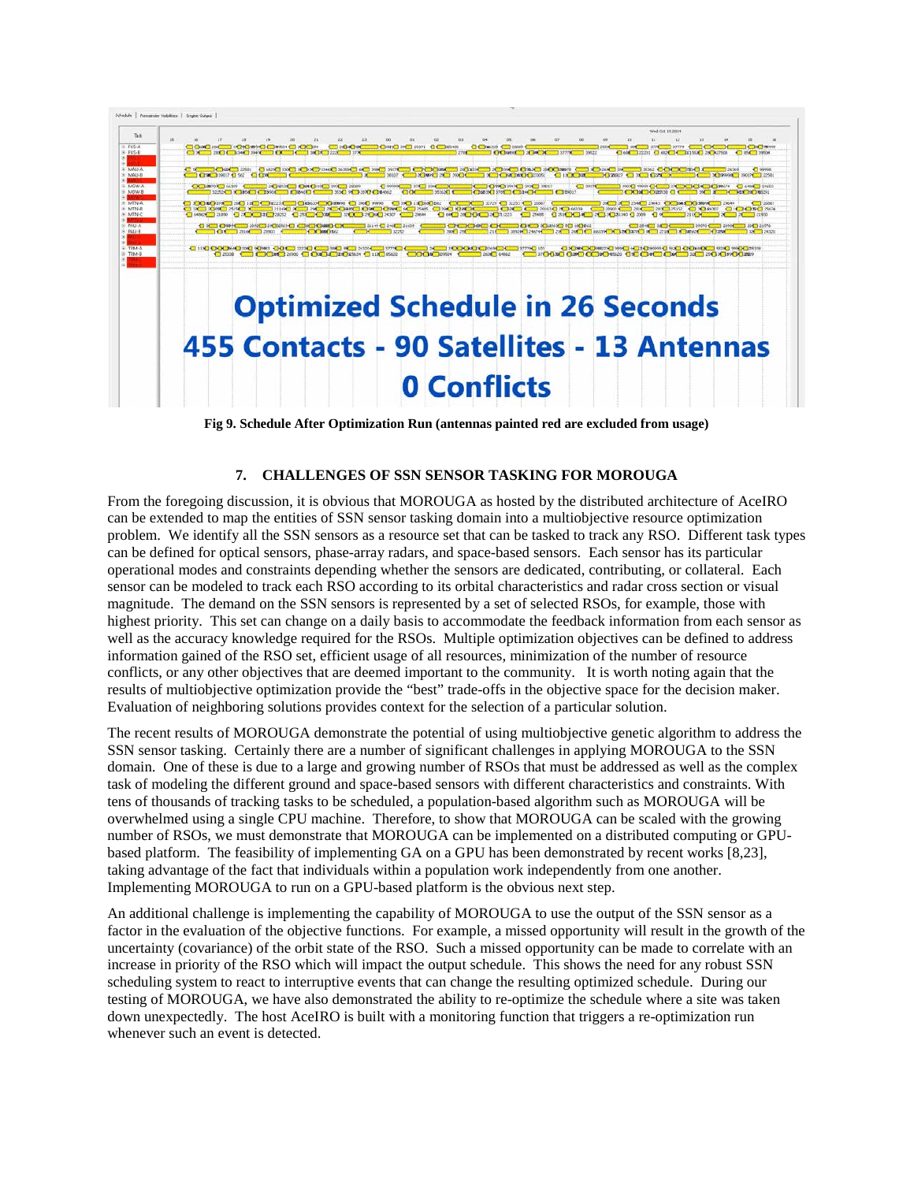**Fig 9. Schedule After Optimization Run (antennas painted red are excluded from usage)**

## 7. CHALLENGES OF SSN SENSOR TASKING FOR MOROUGA

From the foregoing discussion, it is obvious that MOROUGA as hosted by the distributed architecture of AceIRO can be extended to map the entities of SSN sensor tasking domain into a multiobjective resource optimization problem. We identify all the SSN sensors as a resource set that can be tasked to track any RSO. Different task types can be defined for optical sensors, phase-array radars, and space-based sensors. Each sensor has its particular operational modes and constraints depending whether the sensors are dedicated, contributing, or collateral. Each sensor can be modeled to track each RSO according to its orbital characteristics and radar cross section or visual magnitude. The demand on the SSN sensors is represented by a set of selected RSOs, for example, those with highest priority. This set can change on a daily basis to accommodate the feedback information from each sensor as well as the accuracy knowledge required for the RSOs. Multiple optimization objectives can be defined to address information gained of the RSO set, efficient usage of all resources, minimization of the number of resource conflicts, or any other objectives that are deemed important to the community. It is worth noting again that the results of multiobjective optimization provide the "best" trade-offs in the objective space for the decision maker. Evaluation of neighboring solutions provides context for the selection of a particular solution.

The recent results of MOROUGA demonstrate the potential of using multiobjective genetic algorithm to address the SSN sensor tasking. Certainly there are a number of significant challenges in applying MOROUGA to the SSN domain. One of these is due to a large and growing number of RSOs that must be addressed as well as the complex task of modeling the different ground and space-based sensors with different characteristics and constraints. With tens of thousands of tracking tasks to be scheduled, a population-based algorithm such as MOROUGA will be overwhelmed using a single CPU machine. Therefore, to show that MOROUGA can be scaled with the growing number of RSOs, we must demonstrate that MOROUGA can be implemented on a distributed computing or GPU-based platform. The feasibility of implementing GA on a GPU has been demonstrated by recent works [8,23], taking advantage of the fact that individuals within a population work independently from one another. Implementing MOROUGA to run on a GPU-based platform is the obvious next step.

An additional challenge is implementing the capability of MOROUGA to use the output of the SSN sensor as a factor in the evaluation of the objective functions. For example, a missed opportunity will result in the growth of the uncertainty (covariance) of the orbit state of the RSO. Such a missed opportunity can be made to correlate with an increase in priority of the RSO which will impact the output schedule. This shows the need for any robust SSN scheduling system to react to interruptive events that can change the resulting optimized schedule. During our testing of MOROUGA, we have also demonstrated the ability to re-optimize the schedule where a site was taken down unexpectedly. The host AceIRO is built with a monitoring function that triggers a re-optimization run whenever such an event is detected.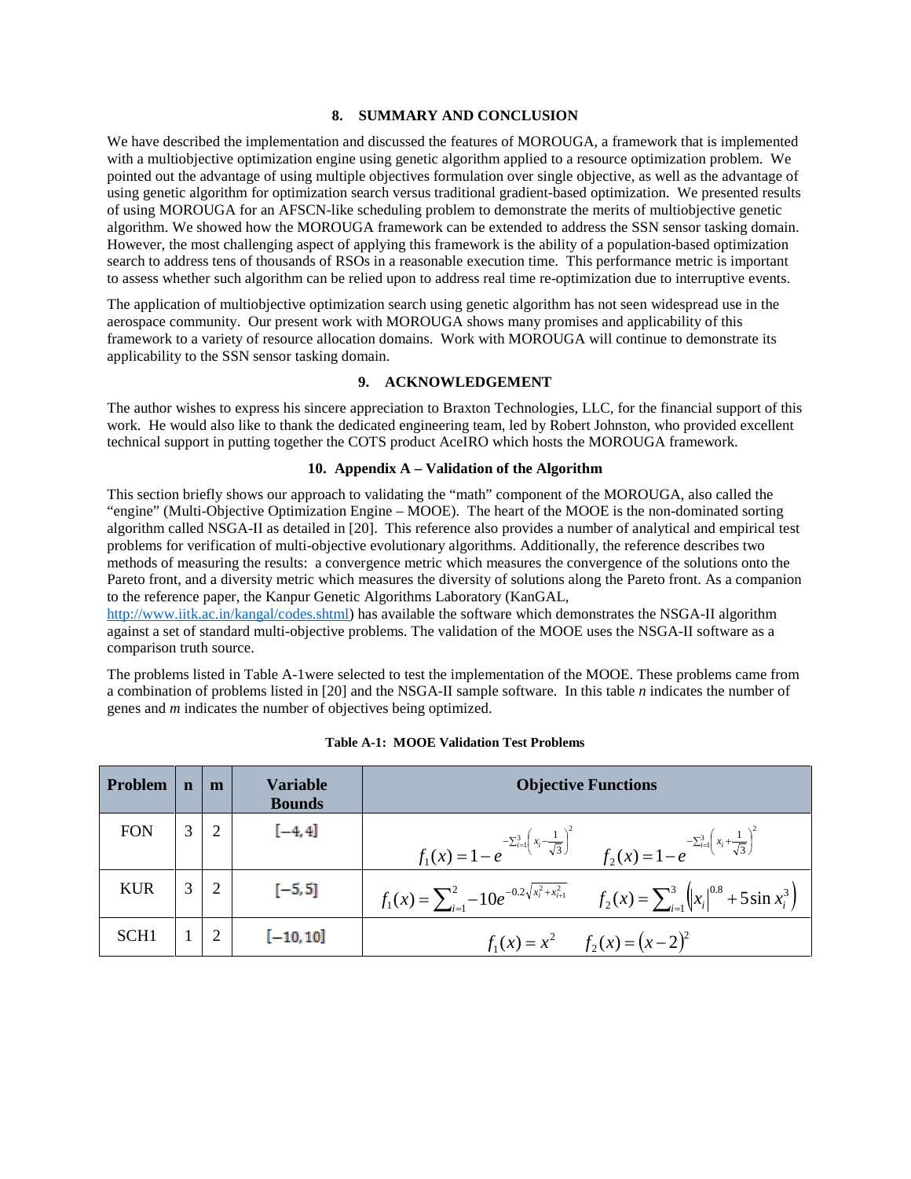## 8. SUMMARY AND CONCLUSION

We have described the implementation and discussed the features of MOROUGA, a framework that is implemented with a multiobjective optimization engine using genetic algorithm applied to a resource optimization problem. We pointed out the advantage of using multiple objectives formulation over single objective, as well as the advantage of using genetic algorithm for optimization search versus traditional gradient-based optimization. We presented results of using MOROUGA for an AFSCN-like scheduling problem to demonstrate the merits of multiobjective genetic algorithm. We showed how the MOROUGA framework can be extended to address the SSN sensor tasking domain. However, the most challenging aspect of applying this framework is the ability of a population-based optimization search to address tens of thousands of RSOs in a reasonable execution time. This performance metric is important to assess whether such algorithm can be relied upon to address real time re-optimization due to interruptive events.

The application of multiobjective optimization search using genetic algorithm has not seen widespread use in the aerospace community. Our present work with MOROUGA shows many promises and applicability of this framework to a variety of resource allocation domains. Work with MOROUGA will continue to demonstrate its applicability to the SSN sensor tasking domain.

## 9. ACKNOWLEDGEMENT

The author wishes to express his sincere appreciation to Braxton Technologies, LLC, for the financial support of this work. He would also like to thank the dedicated engineering team, led by Robert Johnston, who provided excellent technical support in putting together the COTS product AceIRO which hosts the MOROUGA framework.

## 10. Appendix A – Validation of the Algorithm

This section briefly shows our approach to validating the "math" component of the MOROUGA, also called the "engine" (Multi-Objective Optimization Engine – MOOE). The heart of the MOOE is the non-dominated sorting algorithm called NSGA-II as detailed in [20]. This reference also provides a number of analytical and empirical test problems for verification of multi-objective evolutionary algorithms. Additionally, the reference describes two methods of measuring the results: a convergence metric which measures the convergence of the solutions onto the Pareto front, and a diversity metric which measures the diversity of solutions along the Pareto front. As a companion to the reference paper, the Kanpur Genetic Algorithms Laboratory (KanGAL, http://www.iitk.ac.in/kangal/codes.shtml) has available the software which demonstrates the NSGA-II algorithm against a set of standard multi-objective problems. The validation of the MOOE uses the NSGA-II software as a comparison truth source.

The problems listed in Table A-1were selected to test the implementation of the MOOE. These problems came from a combination of problems listed in [20] and the NSGA-II sample software. In this table *n* indicates the number of genes and *m* indicates the number of objectives being optimized.

**Table A-1: MOOE Validation Test Problems**

| Problem | n | m | Variable Bounds | Objective Functions |
|---|---|---|---|---|
| FON | 3 | 2 | $[-4, 4]$ | $f_1(x) = 1 - e^{-\sum_{i=1}^{3}\left(x_i - \frac{1}{\sqrt{3}}\right)^2}$ $\quad f_2(x) = 1 - e^{-\sum_{i=1}^{3}\left(x_i + \frac{1}{\sqrt{3}}\right)^2}$ |
| KUR | 3 | 2 | $[-5, 5]$ | $f_1(x) = \sum_{i=1}^{2} -10e^{-0.2\sqrt{x_i^2 + x_{i+1}^2}}$ $\quad f_2(x) = \sum_{i=1}^{3}\left(\lvert x_i \rvert^{0.8} + 5\sin x_i^3\right)$ |
| SCH1 | 1 | 2 | $[-10, 10]$ | $f_1(x) = x^2 \quad f_2(x) = (x-2)^2$ |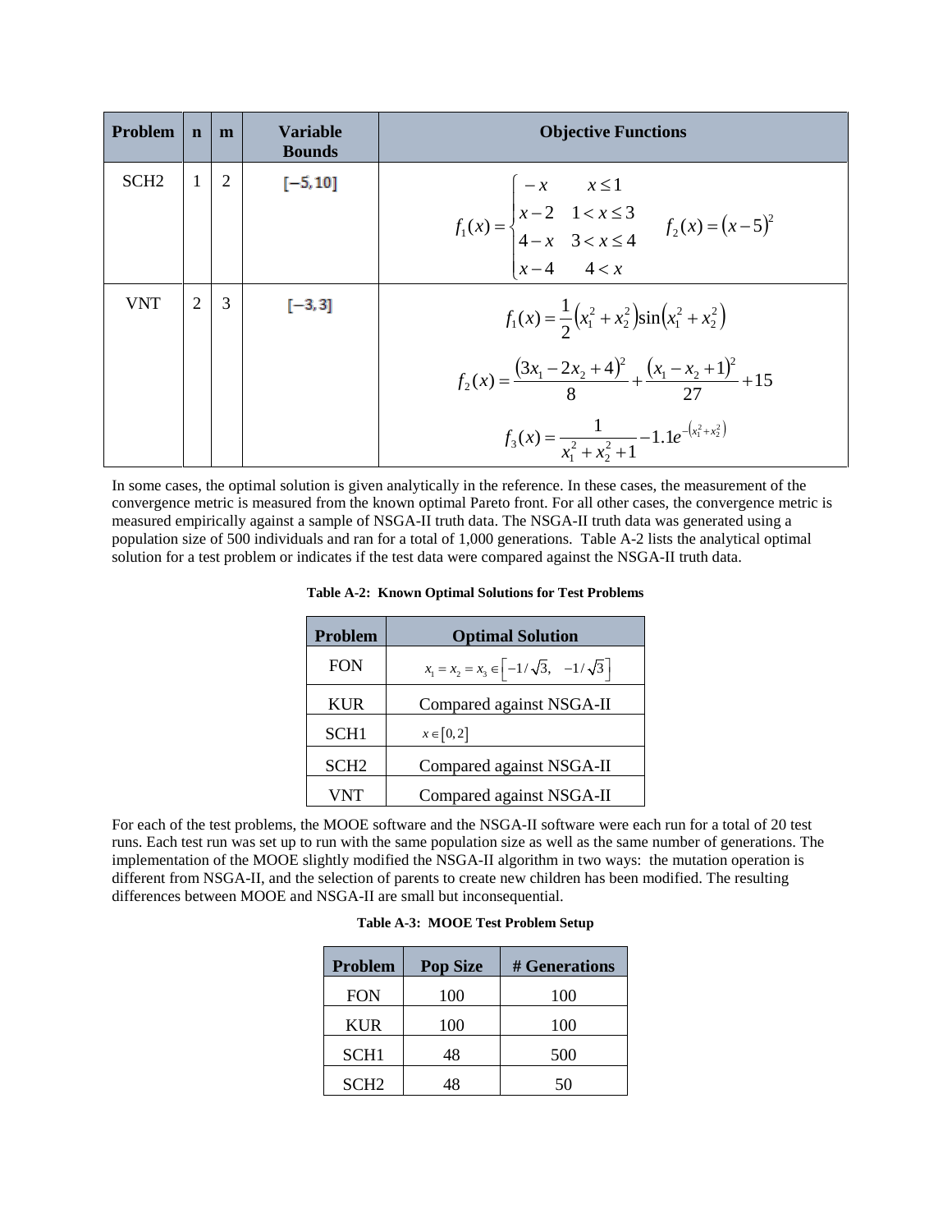| Problem | n | m | Variable Bounds | Objective Functions |
| --- | --- | --- | --- | --- |
| SCH2 | 1 | 2 | $[-5, 10]$ | $f_1(x) = \begin{cases} -x & x \le 1 \\ x-2 & 1 < x \le 3 \\ 4-x & 3 < x \le 4 \\ x-4 & 4 < x \end{cases}$ $\quad f_2(x) = (x-5)^2$ |
| VNT | 2 | 3 | $[-3, 3]$ | $f_1(x) = \frac{1}{2}\left(x_1^2 + x_2^2\right)\sin\left(x_1^2 + x_2^2\right)$ <br> $f_2(x) = \frac{(3x_1 - 2x_2 + 4)^2}{8} + \frac{(x_1 - x_2 + 1)^2}{27} + 15$ <br> $f_3(x) = \frac{1}{x_1^2 + x_2^2 + 1} - 1.1e^{-\left(x_1^2 + x_2^2\right)}$ |

In some cases, the optimal solution is given analytically in the reference. In these cases, the measurement of the convergence metric is measured from the known optimal Pareto front. For all other cases, the convergence metric is measured empirically against a sample of NSGA-II truth data. The NSGA-II truth data was generated using a population size of 500 individuals and ran for a total of 1,000 generations. Table A-2 lists the analytical optimal solution for a test problem or indicates if the test data were compared against the NSGA-II truth data.

**Table A-2: Known Optimal Solutions for Test Problems**

| Problem | Optimal Solution |
| --- | --- |
| FON | $x_1 = x_2 = x_3 \in \left[-1/\sqrt{3},\ \ -1/\sqrt{3}\right]$ |
| KUR | Compared against NSGA-II |
| SCH1 | $x \in [0, 2]$ |
| SCH2 | Compared against NSGA-II |
| VNT | Compared against NSGA-II |

For each of the test problems, the MOOE software and the NSGA-II software were each run for a total of 20 test runs. Each test run was set up to run with the same population size as well as the same number of generations. The implementation of the MOOE slightly modified the NSGA-II algorithm in two ways: the mutation operation is different from NSGA-II, and the selection of parents to create new children has been modified. The resulting differences between MOOE and NSGA-II are small but inconsequential.

**Table A-3: MOOE Test Problem Setup**

| Problem | Pop Size | # Generations |
| --- | --- | --- |
| FON | 100 | 100 |
| KUR | 100 | 100 |
| SCH1 | 48 | 500 |
| SCH2 | 48 | 50 |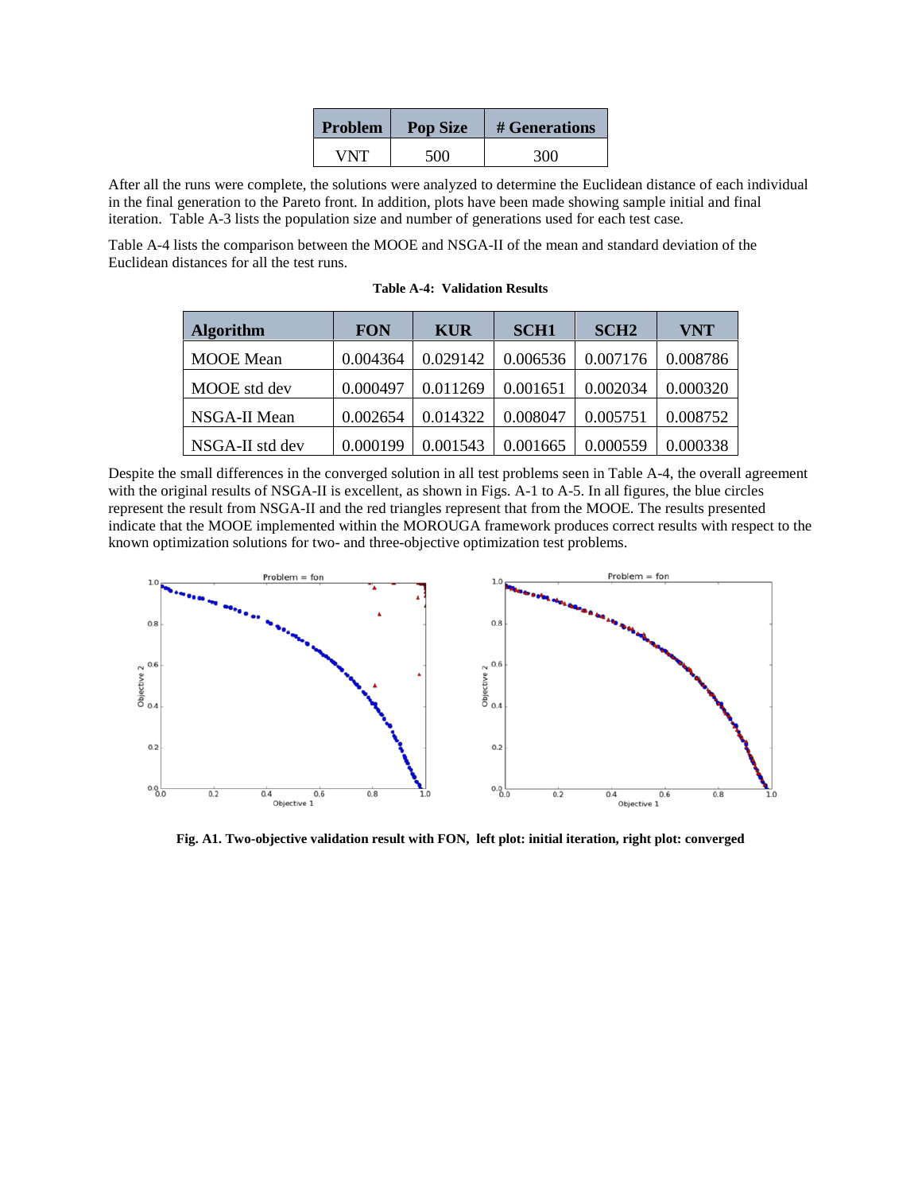| Problem | Pop Size | # Generations |
|---|---|---|
| VNT | 500 | 300 |

After all the runs were complete, the solutions were analyzed to determine the Euclidean distance of each individual in the final generation to the Pareto front. In addition, plots have been made showing sample initial and final iteration. Table A-3 lists the population size and number of generations used for each test case.

Table A-4 lists the comparison between the MOOE and NSGA-II of the mean and standard deviation of the Euclidean distances for all the test runs.

**Table A-4: Validation Results**

| Algorithm | FON | KUR | SCH1 | SCH2 | VNT |
|---|---|---|---|---|---|
| MOOE Mean | 0.004364 | 0.029142 | 0.006536 | 0.007176 | 0.008786 |
| MOOE std dev | 0.000497 | 0.011269 | 0.001651 | 0.002034 | 0.000320 |
| NSGA-II Mean | 0.002654 | 0.014322 | 0.008047 | 0.005751 | 0.008752 |
| NSGA-II std dev | 0.000199 | 0.001543 | 0.001665 | 0.000559 | 0.000338 |

Despite the small differences in the converged solution in all test problems seen in Table A-4, the overall agreement with the original results of NSGA-II is excellent, as shown in Figs. A-1 to A-5. In all figures, the blue circles represent the result from NSGA-II and the red triangles represent that from the MOOE. The results presented indicate that the MOOE implemented within the MOROUGA framework produces correct results with respect to the known optimization solutions for two- and three-objective optimization test problems.

**Fig. A1. Two-objective validation result with FON, left plot: initial iteration, right plot: converged**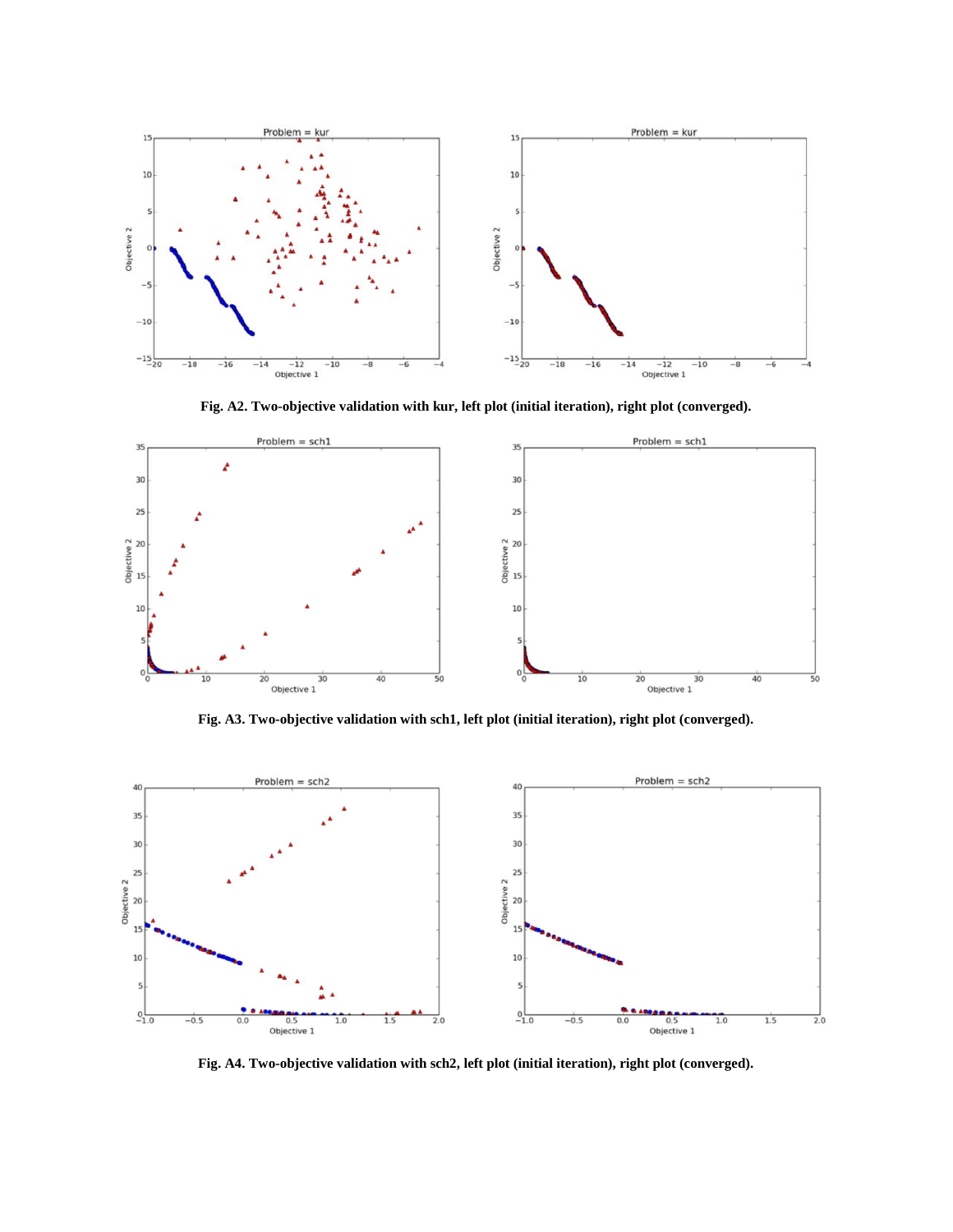**Fig. A2. Two-objective validation with kur, left plot (initial iteration), right plot (converged).**

**Fig. A3. Two-objective validation with sch1, left plot (initial iteration), right plot (converged).**

**Fig. A4. Two-objective validation with sch2, left plot (initial iteration), right plot (converged).**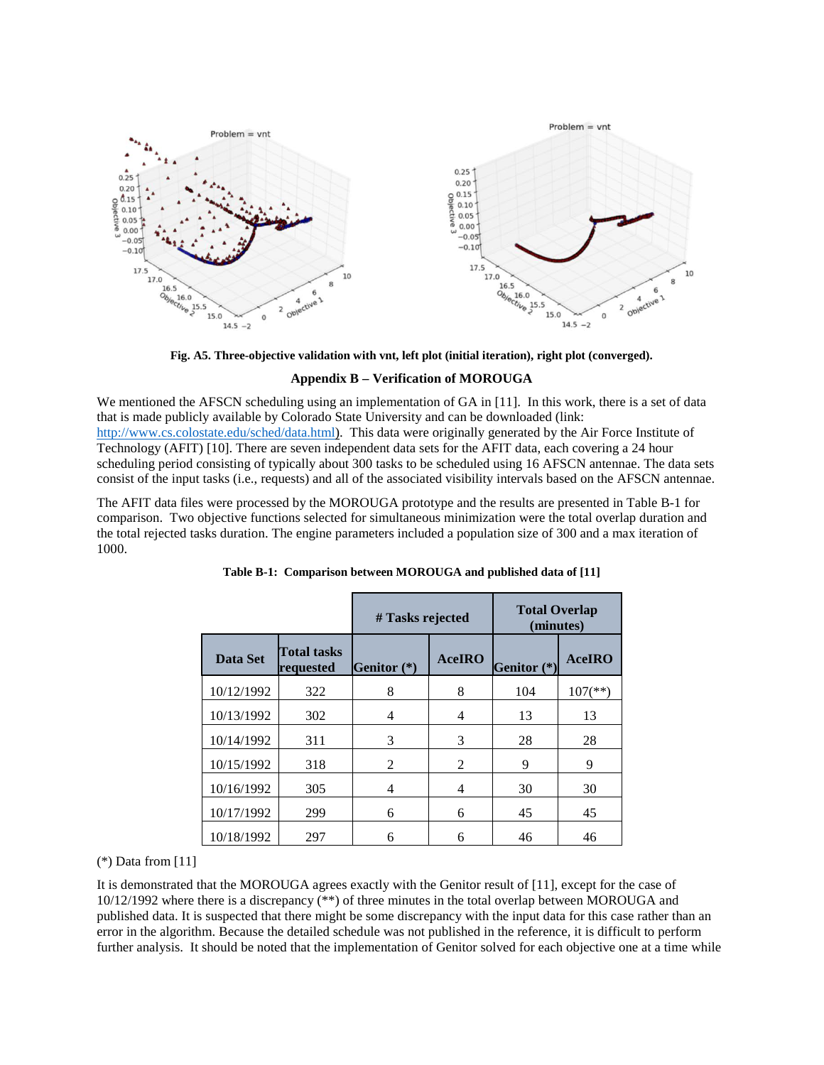Fig. A5. Three-objective validation with vnt, left plot (initial iteration), right plot (converged).

## Appendix B – Verification of MOROUGA

We mentioned the AFSCN scheduling using an implementation of GA in [11]. In this work, there is a set of data that is made publicly available by Colorado State University and can be downloaded (link: http://www.cs.colostate.edu/sched/data.html). This data were originally generated by the Air Force Institute of Technology (AFIT) [10]. There are seven independent data sets for the AFIT data, each covering a 24 hour scheduling period consisting of typically about 300 tasks to be scheduled using 16 AFSCN antennae. The data sets consist of the input tasks (i.e., requests) and all of the associated visibility intervals based on the AFSCN antennae.

The AFIT data files were processed by the MOROUGA prototype and the results are presented in Table B-1 for comparison. Two objective functions selected for simultaneous minimization were the total overlap duration and the total rejected tasks duration. The engine parameters included a population size of 300 and a max iteration of 1000.

**Table B-1: Comparison between MOROUGA and published data of [11]**

| | | # Tasks rejected | | Total Overlap (minutes) | |
|---|---|---|---|---|---|
| **Data Set** | **Total tasks requested** | **Genitor (*)** | **AceIRO** | **Genitor (*)** | **AceIRO** |
| 10/12/1992 | 322 | 8 | 8 | 104 | 107(**) |
| 10/13/1992 | 302 | 4 | 4 | 13 | 13 |
| 10/14/1992 | 311 | 3 | 3 | 28 | 28 |
| 10/15/1992 | 318 | 2 | 2 | 9 | 9 |
| 10/16/1992 | 305 | 4 | 4 | 30 | 30 |
| 10/17/1992 | 299 | 6 | 6 | 45 | 45 |
| 10/18/1992 | 297 | 6 | 6 | 46 | 46 |

(*) Data from [11]

It is demonstrated that the MOROUGA agrees exactly with the Genitor result of [11], except for the case of 10/12/1992 where there is a discrepancy (**) of three minutes in the total overlap between MOROUGA and published data. It is suspected that there might be some discrepancy with the input data for this case rather than an error in the algorithm. Because the detailed schedule was not published in the reference, it is difficult to perform further analysis. It should be noted that the implementation of Genitor solved for each objective one at a time while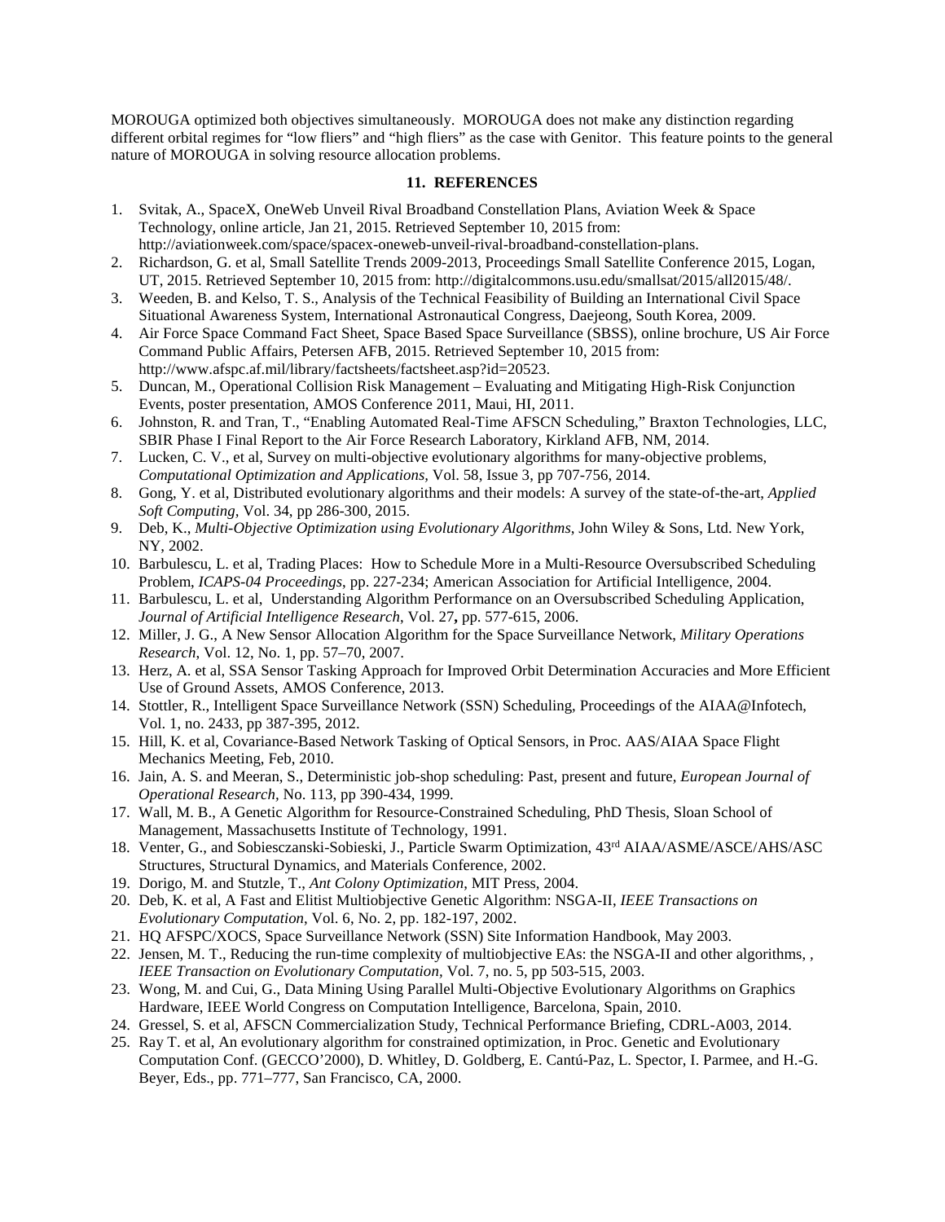MOROUGA optimized both objectives simultaneously. MOROUGA does not make any distinction regarding different orbital regimes for "low fliers" and "high fliers" as the case with Genitor. This feature points to the general nature of MOROUGA in solving resource allocation problems.

## 11. REFERENCES

1. Svitak, A., SpaceX, OneWeb Unveil Rival Broadband Constellation Plans, Aviation Week & Space Technology, online article, Jan 21, 2015. Retrieved September 10, 2015 from: http://aviationweek.com/space/spacex-oneweb-unveil-rival-broadband-constellation-plans.
2. Richardson, G. et al, Small Satellite Trends 2009-2013, Proceedings Small Satellite Conference 2015, Logan, UT, 2015. Retrieved September 10, 2015 from: http://digitalcommons.usu.edu/smallsat/2015/all2015/48/.
3. Weeden, B. and Kelso, T. S., Analysis of the Technical Feasibility of Building an International Civil Space Situational Awareness System, International Astronautical Congress, Daejeong, South Korea, 2009.
4. Air Force Space Command Fact Sheet, Space Based Space Surveillance (SBSS), online brochure, US Air Force Command Public Affairs, Petersen AFB, 2015. Retrieved September 10, 2015 from: http://www.afspc.af.mil/library/factsheets/factsheet.asp?id=20523.
5. Duncan, M., Operational Collision Risk Management – Evaluating and Mitigating High-Risk Conjunction Events, poster presentation, AMOS Conference 2011, Maui, HI, 2011.
6. Johnston, R. and Tran, T., "Enabling Automated Real-Time AFSCN Scheduling," Braxton Technologies, LLC, SBIR Phase I Final Report to the Air Force Research Laboratory, Kirkland AFB, NM, 2014.
7. Lucken, C. V., et al, Survey on multi-objective evolutionary algorithms for many-objective problems, *Computational Optimization and Applications,* Vol. 58, Issue 3, pp 707-756, 2014.
8. Gong, Y. et al, Distributed evolutionary algorithms and their models: A survey of the state-of-the-art, *Applied Soft Computing,* Vol. 34, pp 286-300, 2015.
9. Deb, K., *Multi-Objective Optimization using Evolutionary Algorithms*, John Wiley & Sons, Ltd. New York, NY, 2002.
10. Barbulescu, L. et al, Trading Places: How to Schedule More in a Multi-Resource Oversubscribed Scheduling Problem, *ICAPS-04 Proceedings*, pp. 227-234; American Association for Artificial Intelligence, 2004.
11. Barbulescu, L. et al, Understanding Algorithm Performance on an Oversubscribed Scheduling Application, *Journal of Artificial Intelligence Research*, Vol. 27**,** pp. 577-615, 2006.
12. Miller, J. G., A New Sensor Allocation Algorithm for the Space Surveillance Network, *Military Operations Research*, Vol. 12, No. 1, pp. 57–70, 2007.
13. Herz, A. et al, SSA Sensor Tasking Approach for Improved Orbit Determination Accuracies and More Efficient Use of Ground Assets, AMOS Conference, 2013.
14. Stottler, R., Intelligent Space Surveillance Network (SSN) Scheduling, Proceedings of the AIAA@Infotech, Vol. 1, no. 2433, pp 387-395, 2012.
15. Hill, K. et al, Covariance-Based Network Tasking of Optical Sensors, in Proc. AAS/AIAA Space Flight Mechanics Meeting, Feb, 2010.
16. Jain, A. S. and Meeran, S., Deterministic job-shop scheduling: Past, present and future, *European Journal of Operational Research*, No. 113, pp 390-434, 1999.
17. Wall, M. B., A Genetic Algorithm for Resource-Constrained Scheduling, PhD Thesis, Sloan School of Management, Massachusetts Institute of Technology, 1991.
18. Venter, G., and Sobiesczanski-Sobieski, J., Particle Swarm Optimization, 43rd AIAA/ASME/ASCE/AHS/ASC Structures, Structural Dynamics, and Materials Conference, 2002.
19. Dorigo, M. and Stutzle, T., *Ant Colony Optimization*, MIT Press, 2004.
20. Deb, K. et al, A Fast and Elitist Multiobjective Genetic Algorithm: NSGA-II, *IEEE Transactions on Evolutionary Computation*, Vol. 6, No. 2, pp. 182-197, 2002.
21. HQ AFSPC/XOCS, Space Surveillance Network (SSN) Site Information Handbook, May 2003.
22. Jensen, M. T., Reducing the run-time complexity of multiobjective EAs: the NSGA-II and other algorithms, , *IEEE Transaction on Evolutionary Computation,* Vol. 7, no. 5, pp 503-515, 2003.
23. Wong, M. and Cui, G., Data Mining Using Parallel Multi-Objective Evolutionary Algorithms on Graphics Hardware, IEEE World Congress on Computation Intelligence, Barcelona, Spain, 2010.
24. Gressel, S. et al, AFSCN Commercialization Study, Technical Performance Briefing, CDRL-A003, 2014.
25. Ray T. et al, An evolutionary algorithm for constrained optimization, in Proc. Genetic and Evolutionary Computation Conf. (GECCO'2000), D. Whitley, D. Goldberg, E. Cantú-Paz, L. Spector, I. Parmee, and H.-G. Beyer, Eds., pp. 771–777, San Francisco, CA, 2000.